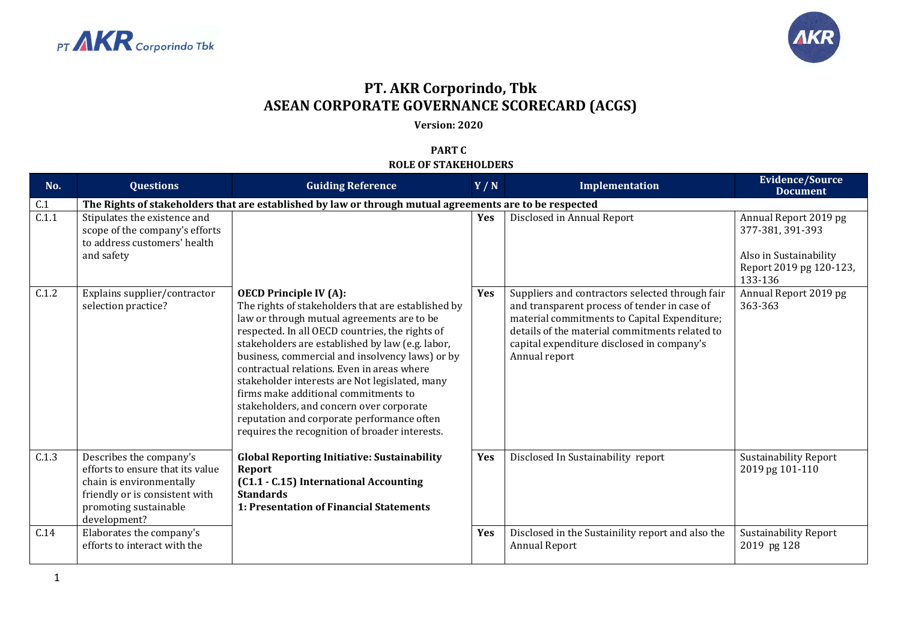# PT. AKR Corporindo, Tbk
# ASEAN CORPORATE GOVERNANCE SCORECARD (ACGS)

**Version: 2020**

**PART C**
**ROLE OF STAKEHOLDERS**

| No. | Questions | Guiding Reference | Y / N | Implementation | Evidence/Source Document |
|---|---|---|---|---|---|
| C.1 | **The Rights of stakeholders that are established by law or through mutual agreements are to be respected** | | | | |
| C.1.1 | Stipulates the existence and scope of the company's efforts to address customers' health and safety | **OECD Principle IV (A):** The rights of stakeholders that are established by law or through mutual agreements are to be respected. In all OECD countries, the rights of stakeholders are established by law (e.g. labor, business, commercial and insolvency laws) or by contractual relations. Even in areas where stakeholder interests are Not legislated, many firms make additional commitments to stakeholders, and concern over corporate reputation and corporate performance often requires the recognition of broader interests.<br><br>**Global Reporting Initiative: Sustainability Report (C1.1 - C.15) International Accounting Standards 1: Presentation of Financial Statements** | **Yes** | Disclosed in Annual Report | Annual Report 2019 pg 377-381, 391-393<br><br>Also in Sustainability Report 2019 pg 120-123, 133-136 |
| C.1.2 | Explains supplier/contractor selection practice? | | **Yes** | Suppliers and contractors selected through fair and transparent process of tender in case of material commitments to Capital Expenditure; details of the material commitments related to capital expenditure disclosed in company's Annual report | Annual Report 2019 pg 363-363 |
| C.1.3 | Describes the company's efforts to ensure that its value chain is environmentally friendly or is consistent with promoting sustainable development? | | **Yes** | Disclosed In Sustainability report | Sustainability Report 2019 pg 101-110 |
| C.14 | Elaborates the company's efforts to interact with the | | **Yes** | Disclosed in the Sustainility report and also the Annual Report | Sustainability Report 2019 pg 128 |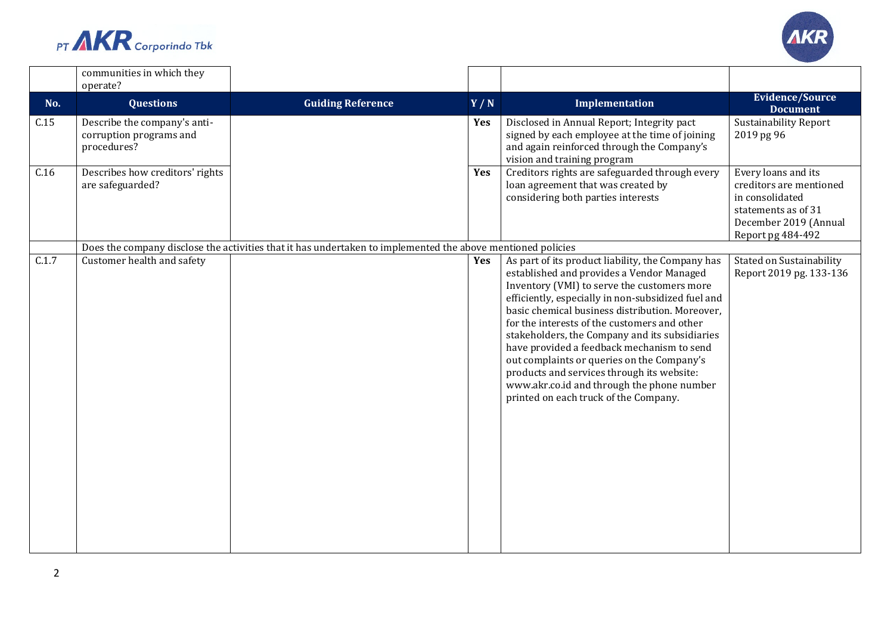| No. | Questions | Guiding Reference | Y / N | Implementation | Evidence/Source Document |
|---|---|---|---|---|---|
| | communities in which they operate? | | | | |
| C.15 | Describe the company's anti-corruption programs and procedures? | | Yes | Disclosed in Annual Report; Integrity pact signed by each employee at the time of joining and again reinforced through the Company's vision and training program | Sustainability Report 2019 pg 96 |
| C.16 | Describes how creditors' rights are safeguarded? | | Yes | Creditors rights are safeguarded through every loan agreement that was created by considering both parties interests | Every loans and its creditors are mentioned in consolidated statements as of 31 December 2019 (Annual Report pg 484-492 |
| | Does the company disclose the activities that it has undertaken to implemented the above mentioned policies | | | | |
| C.1.7 | Customer health and safety | | Yes | As part of its product liability, the Company has established and provides a Vendor Managed Inventory (VMI) to serve the customers more efficiently, especially in non-subsidized fuel and basic chemical business distribution. Moreover, for the interests of the customers and other stakeholders, the Company and its subsidiaries have provided a feedback mechanism to send out complaints or queries on the Company's products and services through its website: www.akr.co.id and through the phone number printed on each truck of the Company. | Stated on Sustainability Report 2019 pg. 133-136 |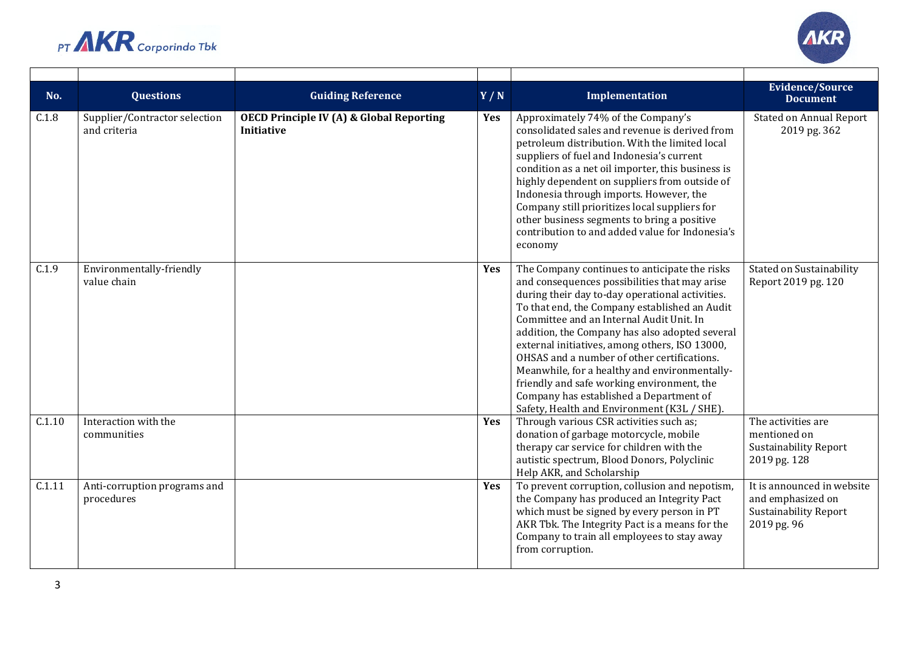| No. | Questions | Guiding Reference | Y / N | Implementation | Evidence/Source Document |
|---|---|---|---|---|---|
| C.1.8 | Supplier/Contractor selection and criteria | **OECD Principle IV (A) & Global Reporting Initiative** | **Yes** | Approximately 74% of the Company's consolidated sales and revenue is derived from petroleum distribution. With the limited local suppliers of fuel and Indonesia's current condition as a net oil importer, this business is highly dependent on suppliers from outside of Indonesia through imports. However, the Company still prioritizes local suppliers for other business segments to bring a positive contribution to and added value for Indonesia's economy | Stated on Annual Report 2019 pg. 362 |
| C.1.9 | Environmentally-friendly value chain | | **Yes** | The Company continues to anticipate the risks and consequences possibilities that may arise during their day to-day operational activities. To that end, the Company established an Audit Committee and an Internal Audit Unit. In addition, the Company has also adopted several external initiatives, among others, ISO 13000, OHSAS and a number of other certifications. Meanwhile, for a healthy and environmentally-friendly and safe working environment, the Company has established a Department of Safety, Health and Environment (K3L / SHE). | Stated on Sustainability Report 2019 pg. 120 |
| C.1.10 | Interaction with the communities | | **Yes** | Through various CSR activities such as; donation of garbage motorcycle, mobile therapy car service for children with the autistic spectrum, Blood Donors, Polyclinic Help AKR, and Scholarship | The activities are mentioned on Sustainability Report 2019 pg. 128 |
| C.1.11 | Anti-corruption programs and procedures | | **Yes** | To prevent corruption, collusion and nepotism, the Company has produced an Integrity Pact which must be signed by every person in PT AKR Tbk. The Integrity Pact is a means for the Company to train all employees to stay away from corruption. | It is announced in website and emphasized on Sustainability Report 2019 pg. 96 |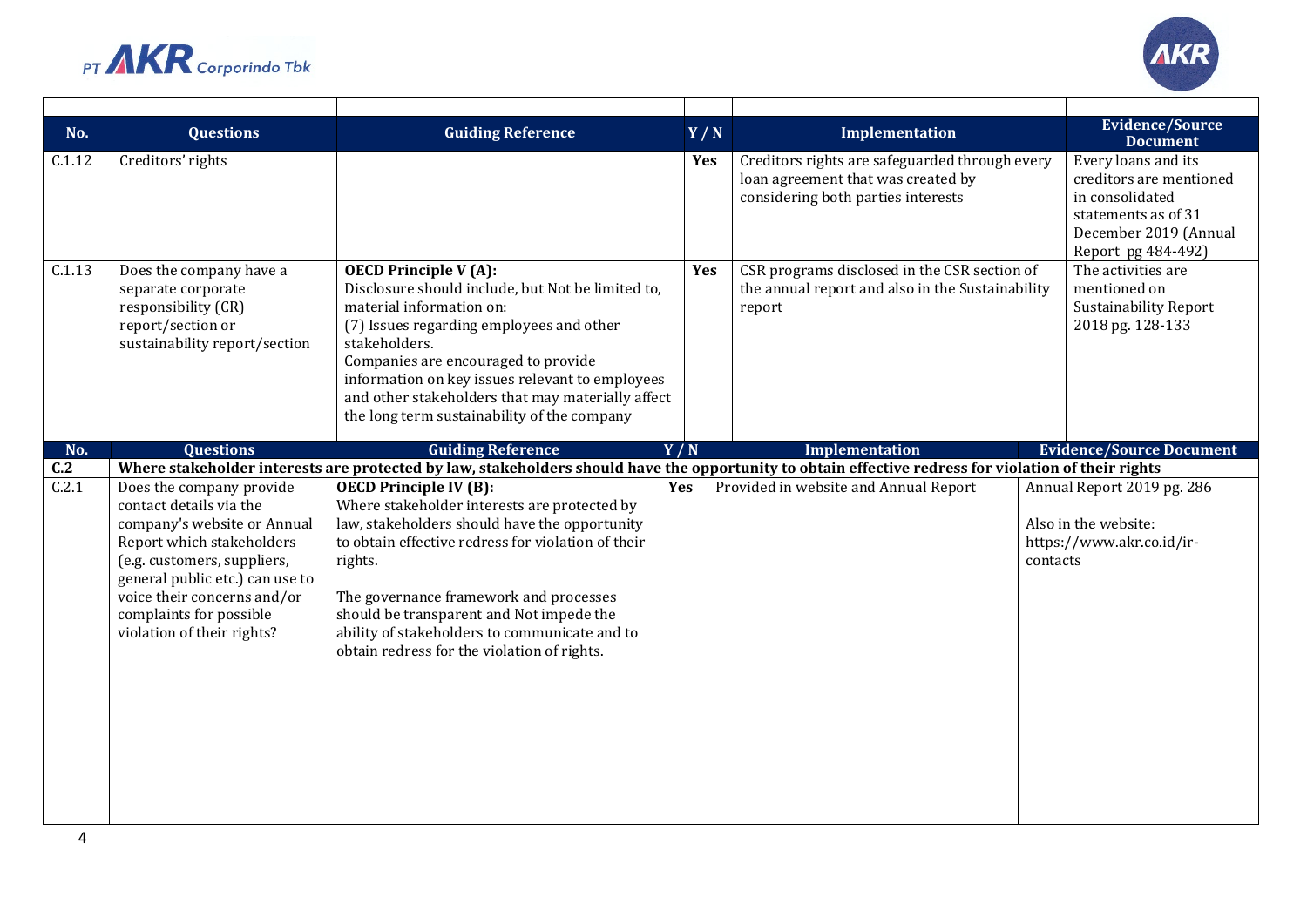| No. | Questions | Guiding Reference | Y / N | Implementation | Evidence/Source Document |
| --- | --- | --- | --- | --- | --- |
| C.1.12 | Creditors' rights | | Yes | Creditors rights are safeguarded through every loan agreement that was created by considering both parties interests | Every loans and its creditors are mentioned in consolidated statements as of 31 December 2019 (Annual Report pg 484-492) |
| C.1.13 | Does the company have a separate corporate responsibility (CR) report/section or sustainability report/section | **OECD Principle V (A):** Disclosure should include, but Not be limited to, material information on: (7) Issues regarding employees and other stakeholders. Companies are encouraged to provide information on key issues relevant to employees and other stakeholders that may materially affect the long term sustainability of the company | Yes | CSR programs disclosed in the CSR section of the annual report and also in the Sustainability report | The activities are mentioned on Sustainability Report 2018 pg. 128-133 |

| No. | Questions | Guiding Reference | Y / N | Implementation | Evidence/Source Document |
| --- | --- | --- | --- | --- | --- |
| **C.2** | **Where stakeholder interests are protected by law, stakeholders should have the opportunity to obtain effective redress for violation of their rights** | | | | |
| C.2.1 | Does the company provide contact details via the company's website or Annual Report which stakeholders (e.g. customers, suppliers, general public etc.) can use to voice their concerns and/or complaints for possible violation of their rights? | **OECD Principle IV (B):** Where stakeholder interests are protected by law, stakeholders should have the opportunity to obtain effective redress for violation of their rights.<br><br>The governance framework and processes should be transparent and Not impede the ability of stakeholders to communicate and to obtain redress for the violation of rights. | Yes | Provided in website and Annual Report | Annual Report 2019 pg. 286<br><br>Also in the website: https://www.akr.co.id/ir-contacts |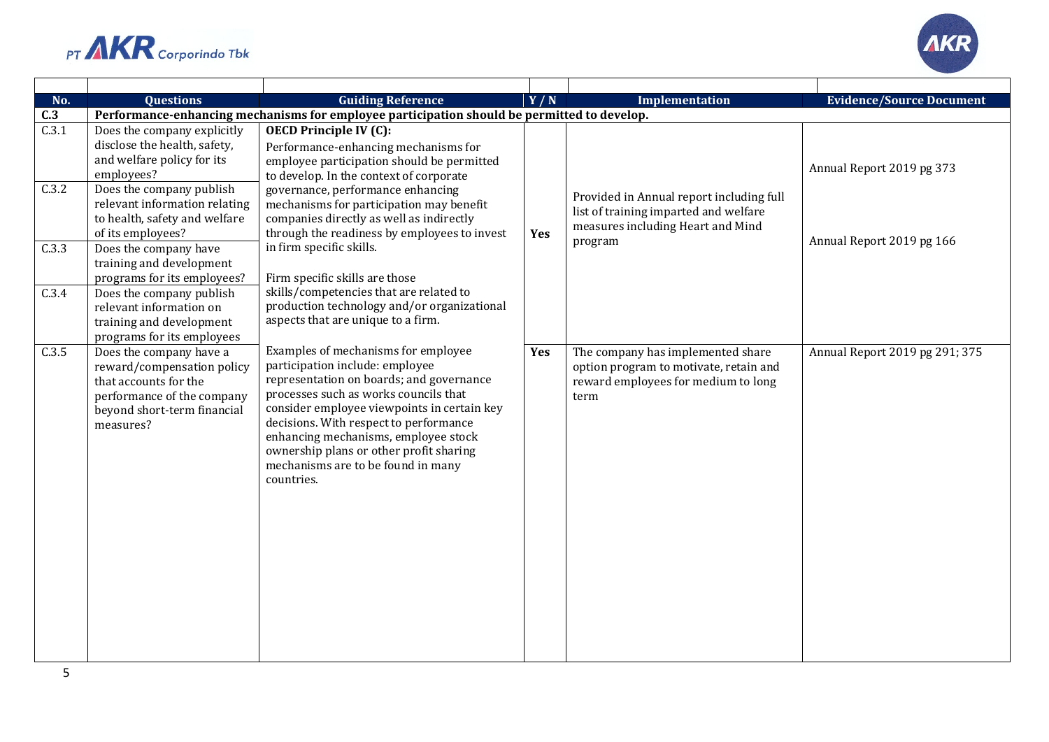| No. | Questions | Guiding Reference | Y / N | Implementation | Evidence/Source Document |
|---|---|---|---|---|---|
| **C.3** | **Performance-enhancing mechanisms for employee participation should be permitted to develop.** | | | | |
| C.3.1 | Does the company explicitly disclose the health, safety, and welfare policy for its employees? | **OECD Principle IV (C):** Performance-enhancing mechanisms for employee participation should be permitted to develop. In the context of corporate governance, performance enhancing mechanisms for participation may benefit companies directly as well as indirectly through the readiness by employees to invest in firm specific skills. Firm specific skills are those skills/competencies that are related to production technology and/or organizational aspects that are unique to a firm. Examples of mechanisms for employee participation include: employee representation on boards; and governance processes such as works councils that consider employee viewpoints in certain key decisions. With respect to performance enhancing mechanisms, employee stock ownership plans or other profit sharing mechanisms are to be found in many countries. | Yes | Provided in Annual report including full list of training imparted and welfare measures including Heart and Mind program | Annual Report 2019 pg 373 |
| C.3.2 | Does the company publish relevant information relating to health, safety and welfare of its employees? | | | | |
| C.3.3 | Does the company have training and development programs for its employees? | | | | Annual Report 2019 pg 166 |
| C.3.4 | Does the company publish relevant information on training and development programs for its employees | | | | |
| C.3.5 | Does the company have a reward/compensation policy that accounts for the performance of the company beyond short-term financial measures? | | Yes | The company has implemented share option program to motivate, retain and reward employees for medium to long term | Annual Report 2019 pg 291; 375 |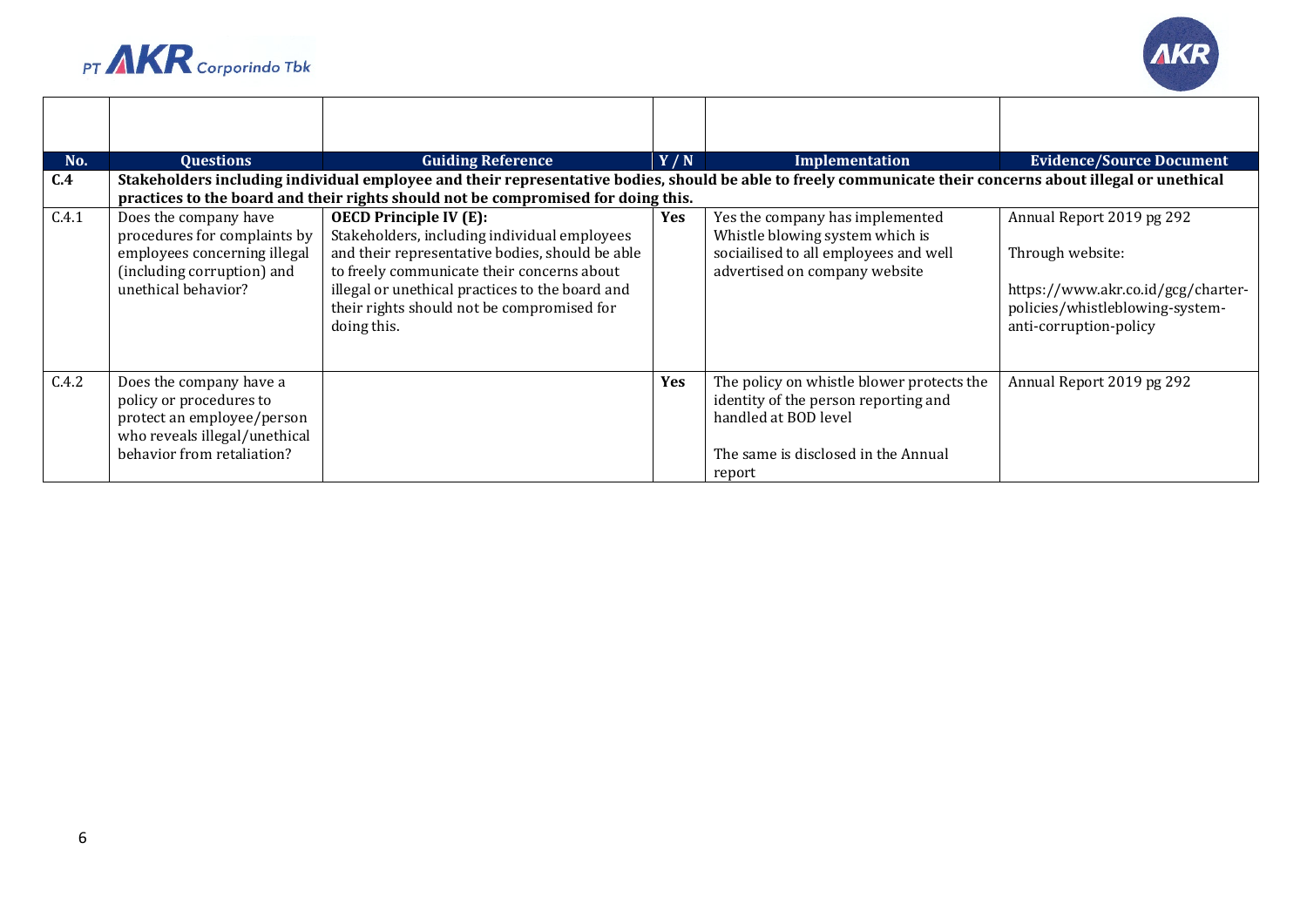| No. | Questions | Guiding Reference | Y / N | Implementation | Evidence/Source Document |
|---|---|---|---|---|---|
| **C.4** | **Stakeholders including individual employee and their representative bodies, should be able to freely communicate their concerns about illegal or unethical practices to the board and their rights should not be compromised for doing this.** | | | | |
| C.4.1 | Does the company have procedures for complaints by employees concerning illegal (including corruption) and unethical behavior? | **OECD Principle IV (E):** Stakeholders, including individual employees and their representative bodies, should be able to freely communicate their concerns about illegal or unethical practices to the board and their rights should not be compromised for doing this. | **Yes** | Yes the company has implemented Whistle blowing system which is sociailised to all employees and well advertised on company website | Annual Report 2019 pg 292<br><br>Through website:<br><br>https://www.akr.co.id/gcg/charter-policies/whistleblowing-system-anti-corruption-policy |
| C.4.2 | Does the company have a policy or procedures to protect an employee/person who reveals illegal/unethical behavior from retaliation? | | **Yes** | The policy on whistle blower protects the identity of the person reporting and handled at BOD level<br><br>The same is disclosed in the Annual report | Annual Report 2019 pg 292 |